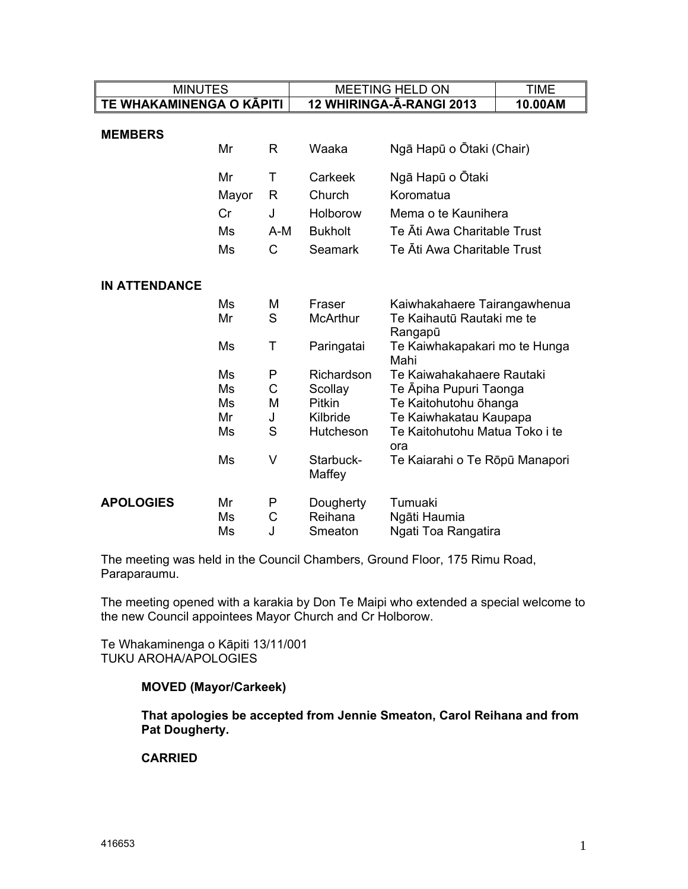| MINUTES | MEETING HELD ON | TIME |
|---|---|---|
| **TE WHAKAMINENGA O KĀPITI** | **12 WHIRINGA-Ā-RANGI 2013** | **10.00AM** |

**MEMBERS**

| | | | |
|---|---|---|---|
| Mr | R | Waaka | Ngā Hapū o Ōtaki (Chair) |
| Mr | T | Carkeek | Ngā Hapū o Ōtaki |
| Mayor | R | Church | Koromatua |
| Cr | J | Holborow | Mema o te Kaunihera |
| Ms | A-M | Bukholt | Te Āti Awa Charitable Trust |
| Ms | C | Seamark | Te Āti Awa Charitable Trust |

**IN ATTENDANCE**

| | | | |
|---|---|---|---|
| Ms | M | Fraser | Kaiwhakahaere Tairangawhenua |
| Mr | S | McArthur | Te Kaihautū Rautaki me te Rangapū |
| Ms | T | Paringatai | Te Kaiwhakapakari mo te Hunga Mahi |
| Ms | P | Richardson | Te Kaiwahakahaere Rautaki |
| Ms | C | Scollay | Te Āpiha Pupuri Taonga |
| Ms | M | Pitkin | Te Kaitohutohu ōhanga |
| Mr | J | Kilbride | Te Kaiwhakatau Kaupapa |
| Ms | S | Hutcheson | Te Kaitohutohu Matua Toko i te ora |
| Ms | V | Starbuck-Maffey | Te Kaiarahi o Te Rōpū Manapori |

**APOLOGIES**

| | | | |
|---|---|---|---|
| Mr | P | Dougherty | Tumuaki |
| Ms | C | Reihana | Ngāti Haumia |
| Ms | J | Smeaton | Ngati Toa Rangatira |

The meeting was held in the Council Chambers, Ground Floor, 175 Rimu Road, Paraparaumu.

The meeting opened with a karakia by Don Te Maipi who extended a special welcome to the new Council appointees Mayor Church and Cr Holborow.

Te Whakaminenga o Kāpiti 13/11/001
TUKU AROHA/APOLOGIES

**MOVED (Mayor/Carkeek)**

**That apologies be accepted from Jennie Smeaton, Carol Reihana and from Pat Dougherty.**

**CARRIED**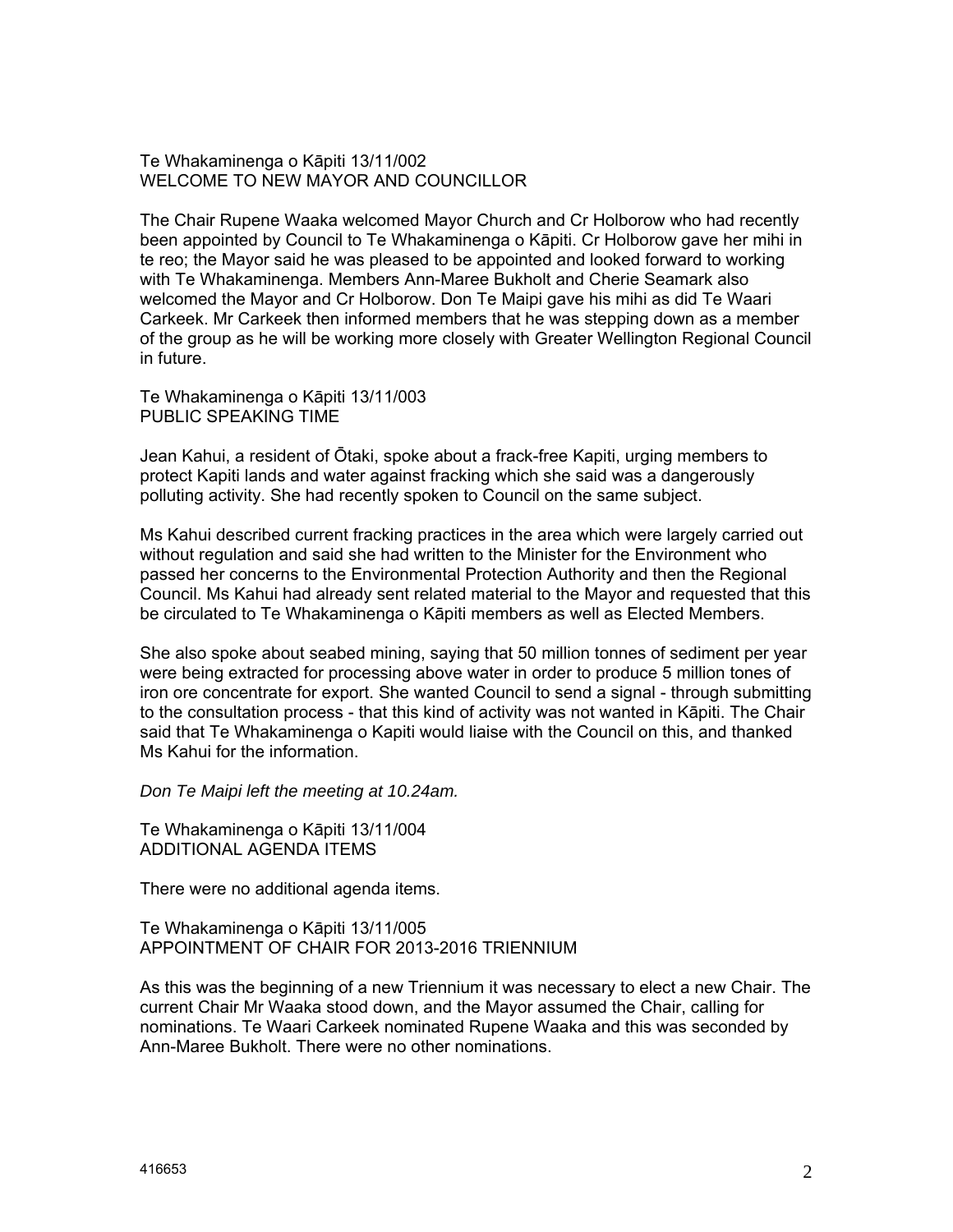Te Whakaminenga o Kāpiti 13/11/002
WELCOME TO NEW MAYOR AND COUNCILLOR

The Chair Rupene Waaka welcomed Mayor Church and Cr Holborow who had recently been appointed by Council to Te Whakaminenga o Kāpiti. Cr Holborow gave her mihi in te reo; the Mayor said he was pleased to be appointed and looked forward to working with Te Whakaminenga. Members Ann-Maree Bukholt and Cherie Seamark also welcomed the Mayor and Cr Holborow. Don Te Maipi gave his mihi as did Te Waari Carkeek. Mr Carkeek then informed members that he was stepping down as a member of the group as he will be working more closely with Greater Wellington Regional Council in future.

Te Whakaminenga o Kāpiti 13/11/003
PUBLIC SPEAKING TIME

Jean Kahui, a resident of Ōtaki, spoke about a frack-free Kapiti, urging members to protect Kapiti lands and water against fracking which she said was a dangerously polluting activity. She had recently spoken to Council on the same subject.

Ms Kahui described current fracking practices in the area which were largely carried out without regulation and said she had written to the Minister for the Environment who passed her concerns to the Environmental Protection Authority and then the Regional Council. Ms Kahui had already sent related material to the Mayor and requested that this be circulated to Te Whakaminenga o Kāpiti members as well as Elected Members.

She also spoke about seabed mining, saying that 50 million tonnes of sediment per year were being extracted for processing above water in order to produce 5 million tones of iron ore concentrate for export. She wanted Council to send a signal - through submitting to the consultation process - that this kind of activity was not wanted in Kāpiti. The Chair said that Te Whakaminenga o Kapiti would liaise with the Council on this, and thanked Ms Kahui for the information.

*Don Te Maipi left the meeting at 10.24am.*

Te Whakaminenga o Kāpiti 13/11/004
ADDITIONAL AGENDA ITEMS

There were no additional agenda items.

Te Whakaminenga o Kāpiti 13/11/005
APPOINTMENT OF CHAIR FOR 2013-2016 TRIENNIUM

As this was the beginning of a new Triennium it was necessary to elect a new Chair. The current Chair Mr Waaka stood down, and the Mayor assumed the Chair, calling for nominations. Te Waari Carkeek nominated Rupene Waaka and this was seconded by Ann-Maree Bukholt. There were no other nominations.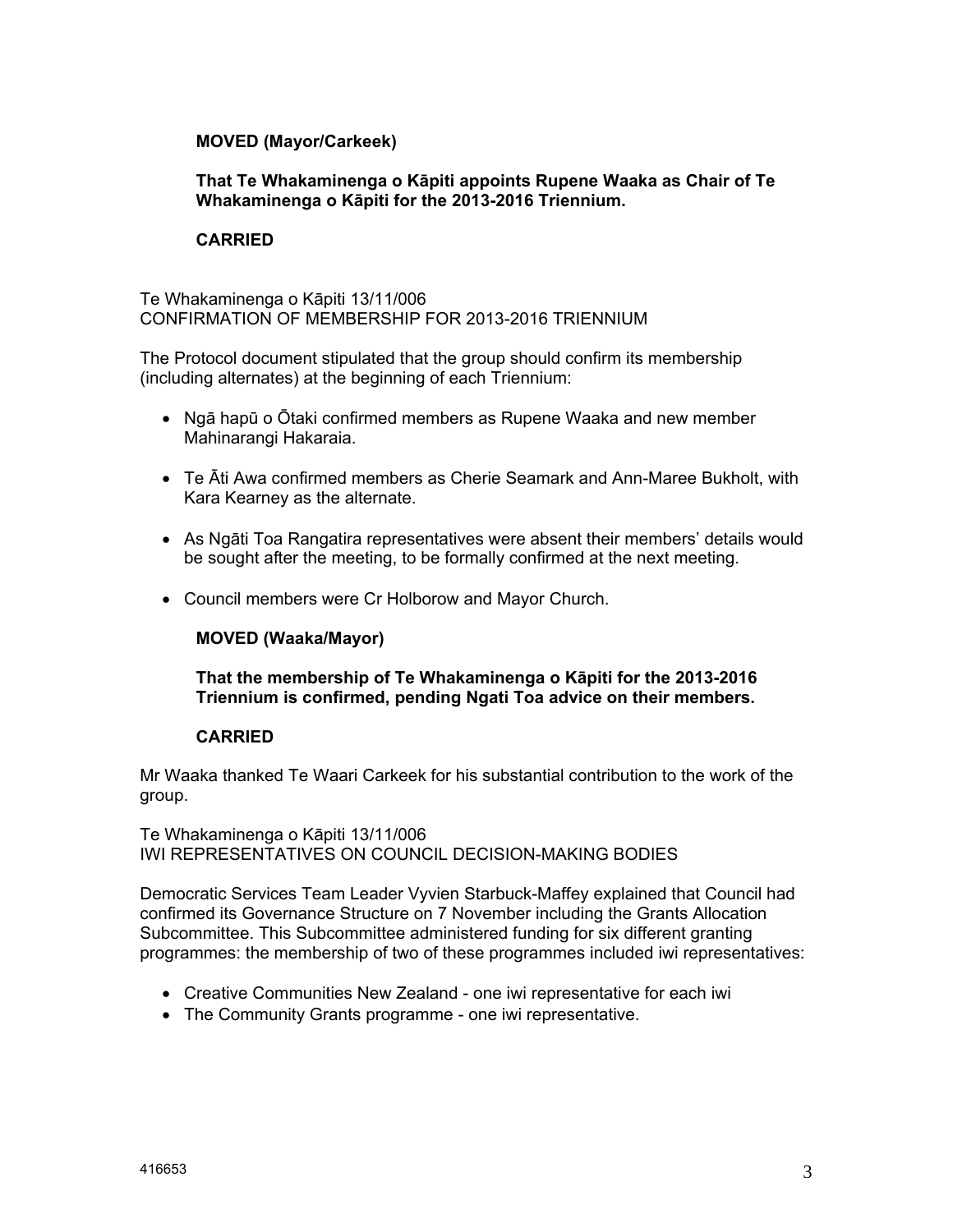**MOVED (Mayor/Carkeek)**

**That Te Whakaminenga o Kāpiti appoints Rupene Waaka as Chair of Te Whakaminenga o Kāpiti for the 2013-2016 Triennium.**

**CARRIED**

Te Whakaminenga o Kāpiti 13/11/006
CONFIRMATION OF MEMBERSHIP FOR 2013-2016 TRIENNIUM

The Protocol document stipulated that the group should confirm its membership (including alternates) at the beginning of each Triennium:

- Ngā hapū o Ōtaki confirmed members as Rupene Waaka and new member Mahinarangi Hakaraia.
- Te Āti Awa confirmed members as Cherie Seamark and Ann-Maree Bukholt, with Kara Kearney as the alternate.
- As Ngāti Toa Rangatira representatives were absent their members' details would be sought after the meeting, to be formally confirmed at the next meeting.
- Council members were Cr Holborow and Mayor Church.

**MOVED (Waaka/Mayor)**

**That the membership of Te Whakaminenga o Kāpiti for the 2013-2016 Triennium is confirmed, pending Ngati Toa advice on their members.**

**CARRIED**

Mr Waaka thanked Te Waari Carkeek for his substantial contribution to the work of the group.

Te Whakaminenga o Kāpiti 13/11/006
IWI REPRESENTATIVES ON COUNCIL DECISION-MAKING BODIES

Democratic Services Team Leader Vyvien Starbuck-Maffey explained that Council had confirmed its Governance Structure on 7 November including the Grants Allocation Subcommittee. This Subcommittee administered funding for six different granting programmes: the membership of two of these programmes included iwi representatives:

- Creative Communities New Zealand - one iwi representative for each iwi
- The Community Grants programme - one iwi representative.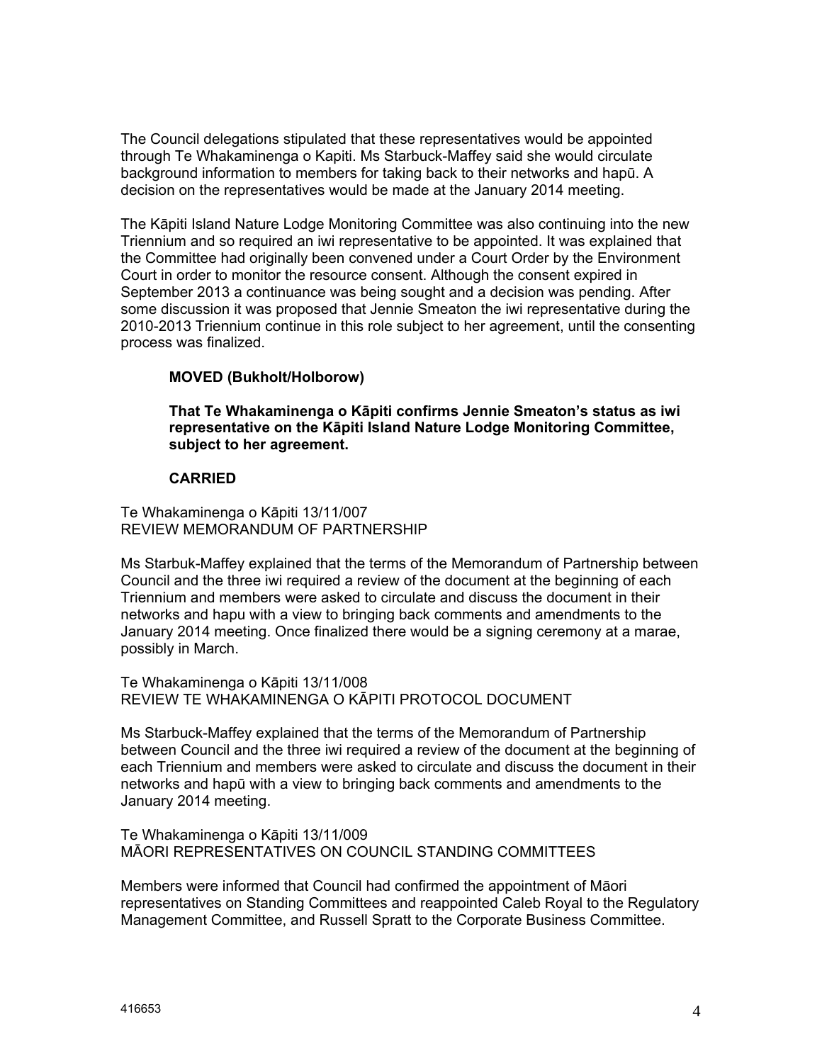The Council delegations stipulated that these representatives would be appointed through Te Whakaminenga o Kapiti. Ms Starbuck-Maffey said she would circulate background information to members for taking back to their networks and hapū. A decision on the representatives would be made at the January 2014 meeting.

The Kāpiti Island Nature Lodge Monitoring Committee was also continuing into the new Triennium and so required an iwi representative to be appointed. It was explained that the Committee had originally been convened under a Court Order by the Environment Court in order to monitor the resource consent. Although the consent expired in September 2013 a continuance was being sought and a decision was pending. After some discussion it was proposed that Jennie Smeaton the iwi representative during the 2010-2013 Triennium continue in this role subject to her agreement, until the consenting process was finalized.

**MOVED (Bukholt/Holborow)**

**That Te Whakaminenga o Kāpiti confirms Jennie Smeaton's status as iwi representative on the Kāpiti Island Nature Lodge Monitoring Committee, subject to her agreement.**

**CARRIED**

Te Whakaminenga o Kāpiti 13/11/007
REVIEW MEMORANDUM OF PARTNERSHIP

Ms Starbuk-Maffey explained that the terms of the Memorandum of Partnership between Council and the three iwi required a review of the document at the beginning of each Triennium and members were asked to circulate and discuss the document in their networks and hapu with a view to bringing back comments and amendments to the January 2014 meeting. Once finalized there would be a signing ceremony at a marae, possibly in March.

Te Whakaminenga o Kāpiti 13/11/008
REVIEW TE WHAKAMINENGA O KĀPITI PROTOCOL DOCUMENT

Ms Starbuck-Maffey explained that the terms of the Memorandum of Partnership between Council and the three iwi required a review of the document at the beginning of each Triennium and members were asked to circulate and discuss the document in their networks and hapū with a view to bringing back comments and amendments to the January 2014 meeting.

Te Whakaminenga o Kāpiti 13/11/009
MĀORI REPRESENTATIVES ON COUNCIL STANDING COMMITTEES

Members were informed that Council had confirmed the appointment of Māori representatives on Standing Committees and reappointed Caleb Royal to the Regulatory Management Committee, and Russell Spratt to the Corporate Business Committee.

416653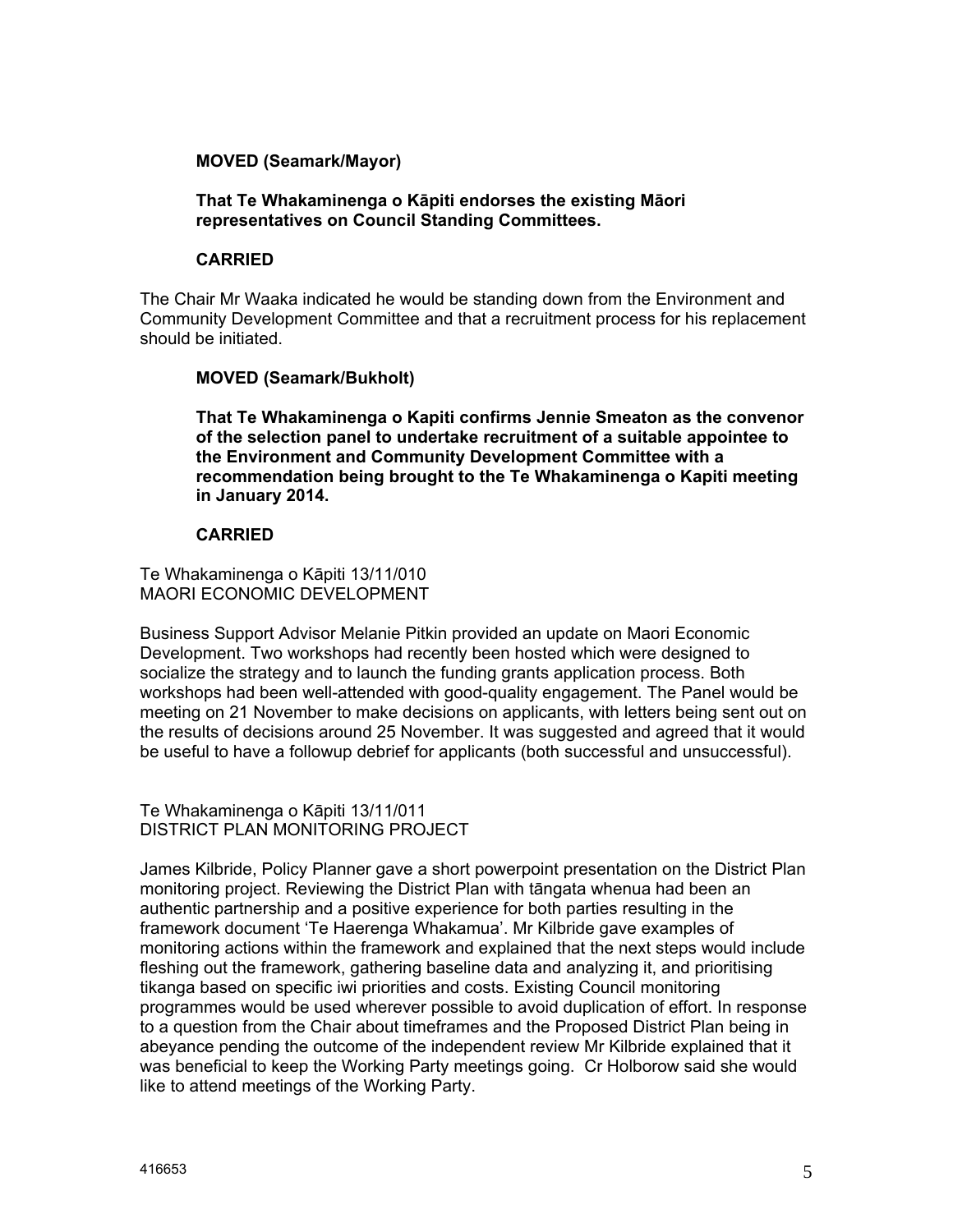**MOVED (Seamark/Mayor)**

**That Te Whakaminenga o Kāpiti endorses the existing Māori representatives on Council Standing Committees.**

**CARRIED**

The Chair Mr Waaka indicated he would be standing down from the Environment and Community Development Committee and that a recruitment process for his replacement should be initiated.

**MOVED (Seamark/Bukholt)**

**That Te Whakaminenga o Kapiti confirms Jennie Smeaton as the convenor of the selection panel to undertake recruitment of a suitable appointee to the Environment and Community Development Committee with a recommendation being brought to the Te Whakaminenga o Kapiti meeting in January 2014.**

**CARRIED**

Te Whakaminenga o Kāpiti 13/11/010
MAORI ECONOMIC DEVELOPMENT

Business Support Advisor Melanie Pitkin provided an update on Maori Economic Development. Two workshops had recently been hosted which were designed to socialize the strategy and to launch the funding grants application process. Both workshops had been well-attended with good-quality engagement. The Panel would be meeting on 21 November to make decisions on applicants, with letters being sent out on the results of decisions around 25 November. It was suggested and agreed that it would be useful to have a followup debrief for applicants (both successful and unsuccessful).

Te Whakaminenga o Kāpiti 13/11/011
DISTRICT PLAN MONITORING PROJECT

James Kilbride, Policy Planner gave a short powerpoint presentation on the District Plan monitoring project. Reviewing the District Plan with tāngata whenua had been an authentic partnership and a positive experience for both parties resulting in the framework document 'Te Haerenga Whakamua'. Mr Kilbride gave examples of monitoring actions within the framework and explained that the next steps would include fleshing out the framework, gathering baseline data and analyzing it, and prioritising tikanga based on specific iwi priorities and costs. Existing Council monitoring programmes would be used wherever possible to avoid duplication of effort. In response to a question from the Chair about timeframes and the Proposed District Plan being in abeyance pending the outcome of the independent review Mr Kilbride explained that it was beneficial to keep the Working Party meetings going. Cr Holborow said she would like to attend meetings of the Working Party.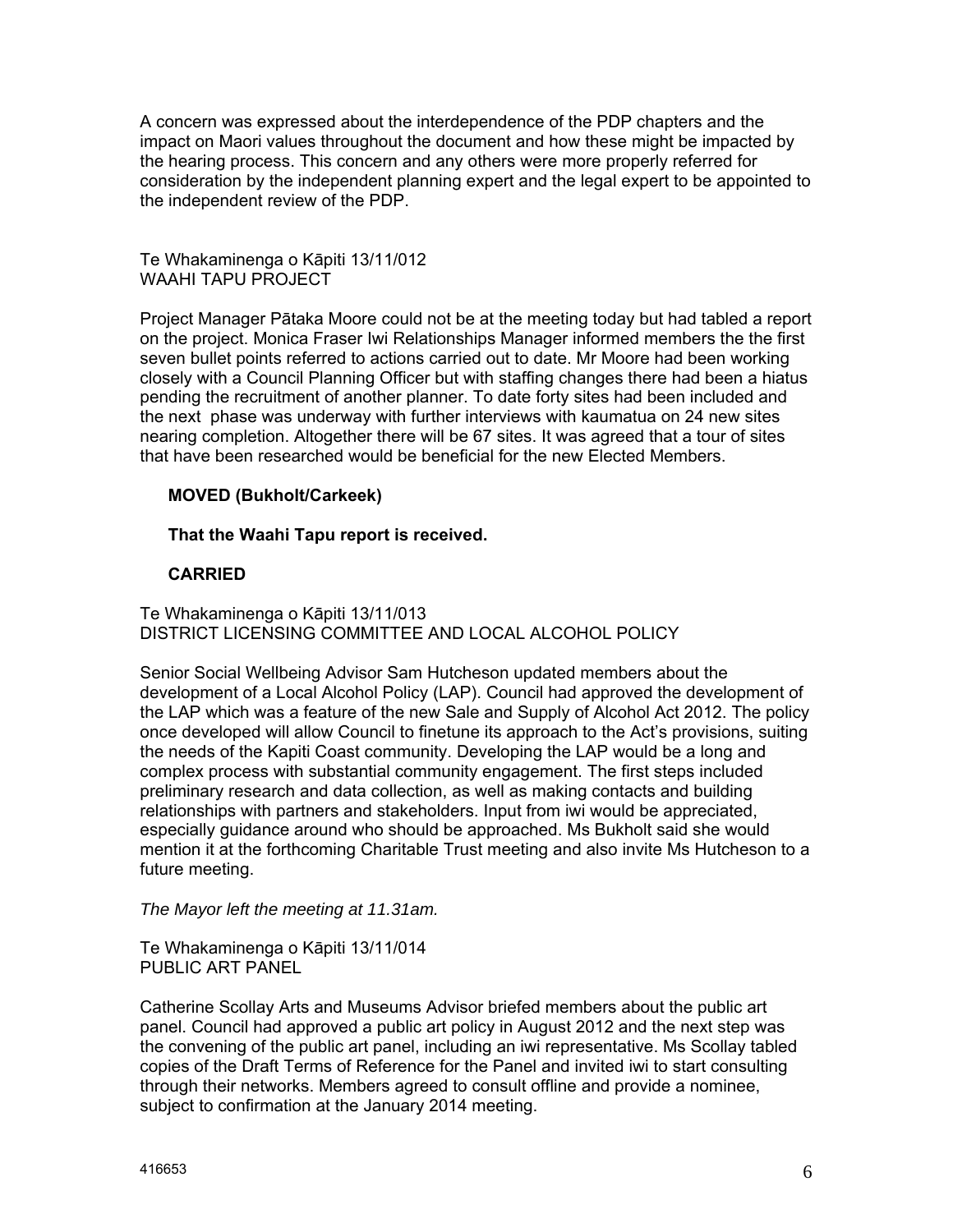A concern was expressed about the interdependence of the PDP chapters and the impact on Maori values throughout the document and how these might be impacted by the hearing process. This concern and any others were more properly referred for consideration by the independent planning expert and the legal expert to be appointed to the independent review of the PDP.

Te Whakaminenga o Kāpiti 13/11/012
WAAHI TAPU PROJECT

Project Manager Pātaka Moore could not be at the meeting today but had tabled a report on the project. Monica Fraser Iwi Relationships Manager informed members the the first seven bullet points referred to actions carried out to date. Mr Moore had been working closely with a Council Planning Officer but with staffing changes there had been a hiatus pending the recruitment of another planner. To date forty sites had been included and the next  phase was underway with further interviews with kaumatua on 24 new sites nearing completion. Altogether there will be 67 sites. It was agreed that a tour of sites that have been researched would be beneficial for the new Elected Members.

**MOVED (Bukholt/Carkeek)**

**That the Waahi Tapu report is received.**

**CARRIED**

Te Whakaminenga o Kāpiti 13/11/013
DISTRICT LICENSING COMMITTEE AND LOCAL ALCOHOL POLICY

Senior Social Wellbeing Advisor Sam Hutcheson updated members about the development of a Local Alcohol Policy (LAP). Council had approved the development of the LAP which was a feature of the new Sale and Supply of Alcohol Act 2012. The policy once developed will allow Council to finetune its approach to the Act's provisions, suiting the needs of the Kapiti Coast community. Developing the LAP would be a long and complex process with substantial community engagement. The first steps included preliminary research and data collection, as well as making contacts and building relationships with partners and stakeholders. Input from iwi would be appreciated, especially guidance around who should be approached. Ms Bukholt said she would mention it at the forthcoming Charitable Trust meeting and also invite Ms Hutcheson to a future meeting.

*The Mayor left the meeting at 11.31am.*

Te Whakaminenga o Kāpiti 13/11/014
PUBLIC ART PANEL

Catherine Scollay Arts and Museums Advisor briefed members about the public art panel. Council had approved a public art policy in August 2012 and the next step was the convening of the public art panel, including an iwi representative. Ms Scollay tabled copies of the Draft Terms of Reference for the Panel and invited iwi to start consulting through their networks. Members agreed to consult offline and provide a nominee, subject to confirmation at the January 2014 meeting.

416653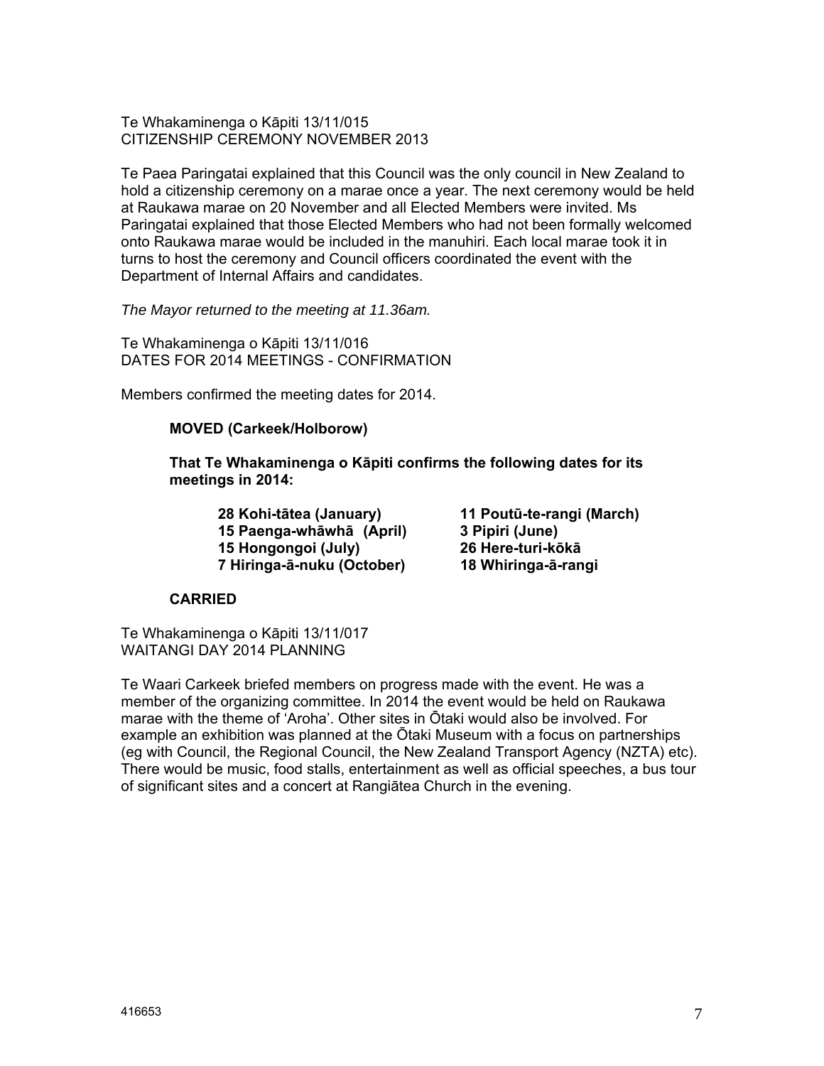Te Whakaminenga o Kāpiti 13/11/015
CITIZENSHIP CEREMONY NOVEMBER 2013

Te Paea Paringatai explained that this Council was the only council in New Zealand to hold a citizenship ceremony on a marae once a year. The next ceremony would be held at Raukawa marae on 20 November and all Elected Members were invited. Ms Paringatai explained that those Elected Members who had not been formally welcomed onto Raukawa marae would be included in the manuhiri. Each local marae took it in turns to host the ceremony and Council officers coordinated the event with the Department of Internal Affairs and candidates.

*The Mayor returned to the meeting at 11.36am.*

Te Whakaminenga o Kāpiti 13/11/016
DATES FOR 2014 MEETINGS - CONFIRMATION

Members confirmed the meeting dates for 2014.

**MOVED (Carkeek/Holborow)**

**That Te Whakaminenga o Kāpiti confirms the following dates for its meetings in 2014:**

**28 Kohi-tātea (January)** | **11 Poutū-te-rangi (March)**
**15 Paenga-whāwhā (April)** | **3 Pipiri (June)**
**15 Hongongoi (July)** | **26 Here-turi-kōkā**
**7 Hiringa-ā-nuku (October)** | **18 Whiringa-ā-rangi**

**CARRIED**

Te Whakaminenga o Kāpiti 13/11/017
WAITANGI DAY 2014 PLANNING

Te Waari Carkeek briefed members on progress made with the event. He was a member of the organizing committee. In 2014 the event would be held on Raukawa marae with the theme of 'Aroha'. Other sites in Ōtaki would also be involved. For example an exhibition was planned at the Ōtaki Museum with a focus on partnerships (eg with Council, the Regional Council, the New Zealand Transport Agency (NZTA) etc). There would be music, food stalls, entertainment as well as official speeches, a bus tour of significant sites and a concert at Rangiātea Church in the evening.

416653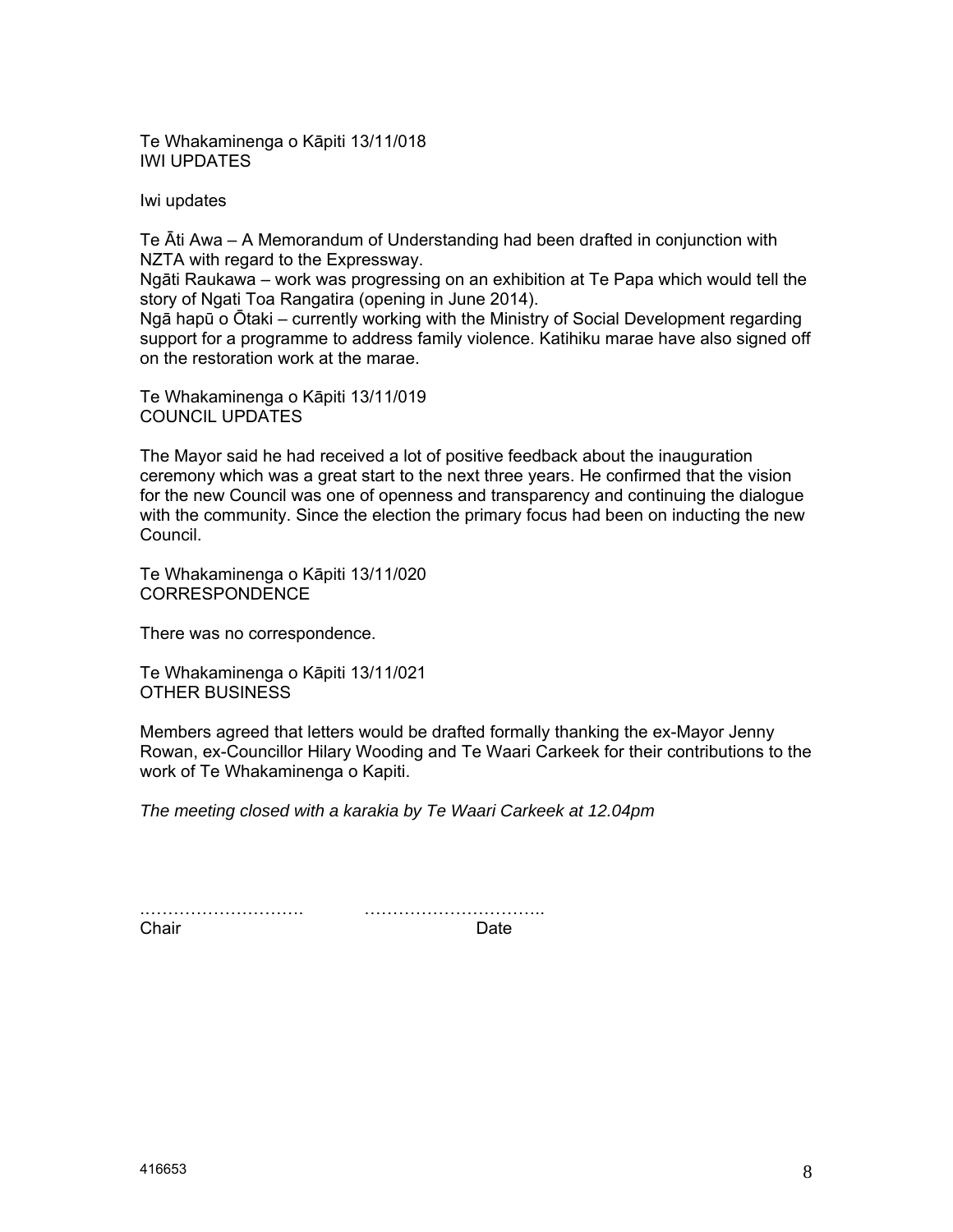Te Whakaminenga o Kāpiti 13/11/018
IWI UPDATES

Iwi updates

Te Āti Awa – A Memorandum of Understanding had been drafted in conjunction with NZTA with regard to the Expressway.
Ngāti Raukawa – work was progressing on an exhibition at Te Papa which would tell the story of Ngati Toa Rangatira (opening in June 2014).
Ngā hapū o Ōtaki – currently working with the Ministry of Social Development regarding support for a programme to address family violence. Katihiku marae have also signed off on the restoration work at the marae.

Te Whakaminenga o Kāpiti 13/11/019
COUNCIL UPDATES

The Mayor said he had received a lot of positive feedback about the inauguration ceremony which was a great start to the next three years. He confirmed that the vision for the new Council was one of openness and transparency and continuing the dialogue with the community. Since the election the primary focus had been on inducting the new Council.

Te Whakaminenga o Kāpiti 13/11/020
CORRESPONDENCE

There was no correspondence.

Te Whakaminenga o Kāpiti 13/11/021
OTHER BUSINESS

Members agreed that letters would be drafted formally thanking the ex-Mayor Jenny Rowan, ex-Councillor Hilary Wooding and Te Waari Carkeek for their contributions to the work of Te Whakaminenga o Kapiti.

*The meeting closed with a karakia by Te Waari Carkeek at 12.04pm*

………………………… …………………………..
Chair Date

416653